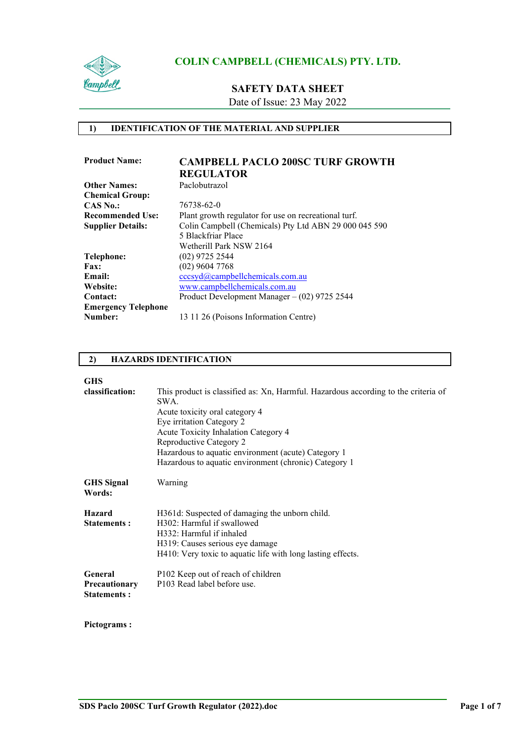# COLIN CAMPBELL (CHEMICALS) PTY. LTD.

## SAFETY DATA SHEET

Date of Issue: 23 May 2022

## 1) IDENTIFICATION OF THE MATERIAL AND SUPPLIER

| | |
|---|---|
| **Product Name:** | **CAMPBELL PACLO 200SC TURF GROWTH REGULATOR** |
| **Other Names:** | Paclobutrazol |
| **Chemical Group:** | |
| **CAS No.:** | 76738-62-0 |
| **Recommended Use:** | Plant growth regulator for use on recreational turf. |
| **Supplier Details:** | Colin Campbell (Chemicals) Pty Ltd ABN 29 000 045 590<br>5 Blackfriar Place<br>Wetherill Park NSW 2164 |
| **Telephone:** | (02) 9725 2544 |
| **Fax:** | (02) 9604 7768 |
| **Email:** | cccsyd@campbellchemicals.com.au |
| **Website:** | www.campbellchemicals.com.au |
| **Contact:** | Product Development Manager – (02) 9725 2544 |
| **Emergency Telephone Number:** | 13 11 26 (Poisons Information Centre) |

## 2) HAZARDS IDENTIFICATION

**GHS classification:**

This product is classified as: Xn, Harmful. Hazardous according to the criteria of SWA.
Acute toxicity oral category 4
Eye irritation Category 2
Acute Toxicity Inhalation Category 4
Reproductive Category 2
Hazardous to aquatic environment (acute) Category 1
Hazardous to aquatic environment (chronic) Category 1

**GHS Signal Words:**

Warning

**Hazard Statements :**

H361d: Suspected of damaging the unborn child.
H302: Harmful if swallowed
H332: Harmful if inhaled
H319: Causes serious eye damage
H410: Very toxic to aquatic life with long lasting effects.

**General Precautionary Statements :**

P102 Keep out of reach of children
P103 Read label before use.

**Pictograms :**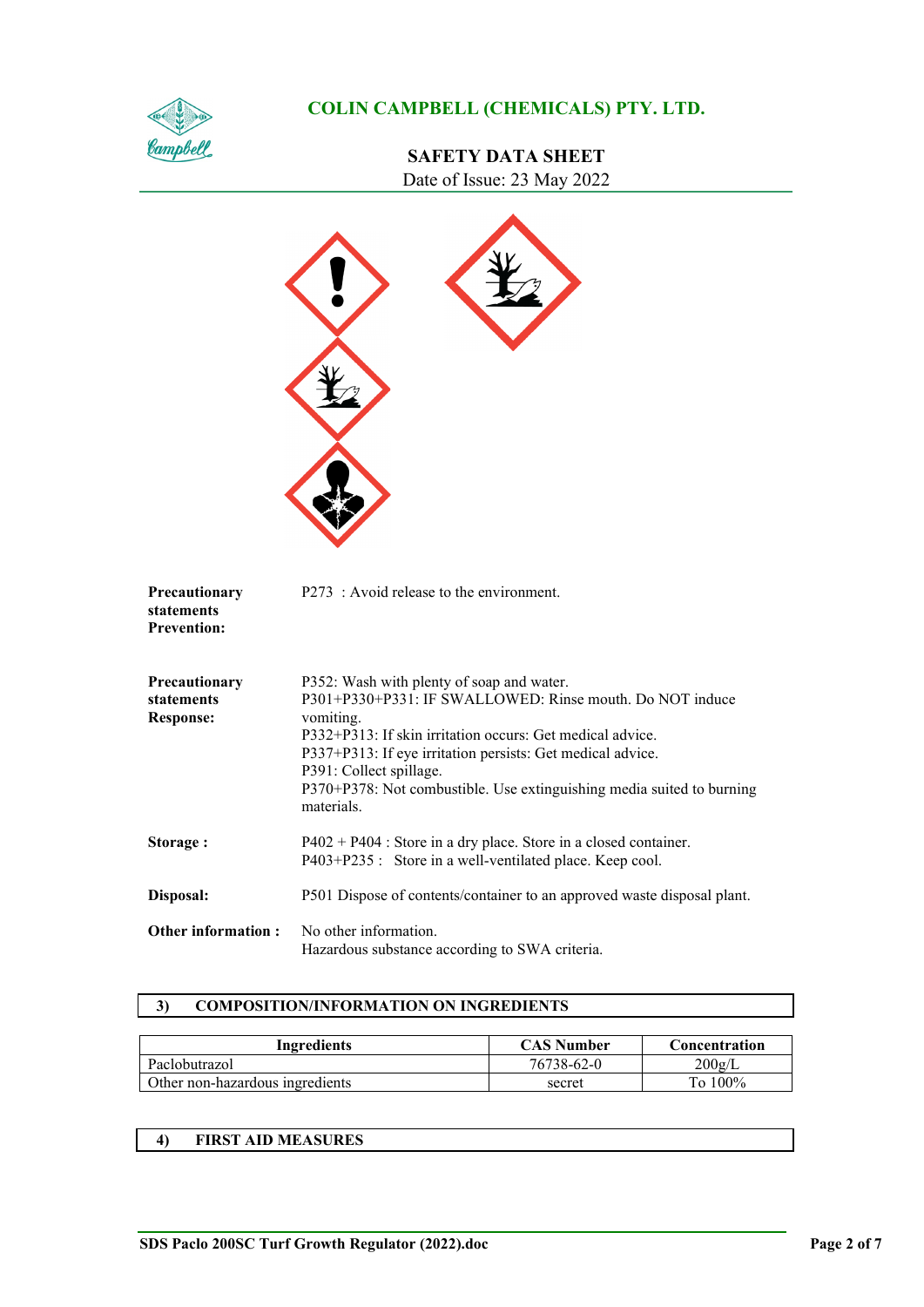**Precautionary statements Prevention:** P273 : Avoid release to the environment.

**Precautionary statements Response:**
P352: Wash with plenty of soap and water.
P301+P330+P331: IF SWALLOWED: Rinse mouth. Do NOT induce vomiting.
P332+P313: If skin irritation occurs: Get medical advice.
P337+P313: If eye irritation persists: Get medical advice.
P391: Collect spillage.
P370+P378: Not combustible. Use extinguishing media suited to burning materials.

**Storage :**
P402 + P404 : Store in a dry place. Store in a closed container.
P403+P235 : Store in a well-ventilated place. Keep cool.

**Disposal:** P501 Dispose of contents/container to an approved waste disposal plant.

**Other information :**
No other information.
Hazardous substance according to SWA criteria.

## 3) COMPOSITION/INFORMATION ON INGREDIENTS

| Ingredients | CAS Number | Concentration |
|---|---|---|
| Paclobutrazol | 76738-62-0 | 200g/L |
| Other non-hazardous ingredients | secret | To 100% |

## 4) FIRST AID MEASURES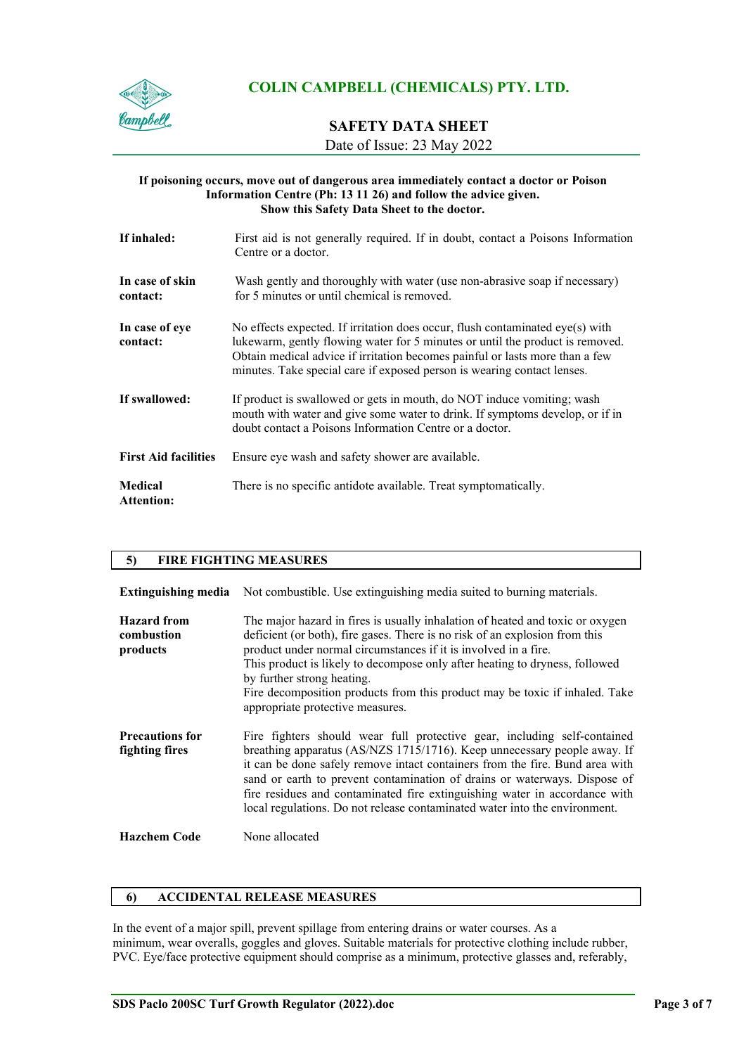**If poisoning occurs, move out of dangerous area immediately contact a doctor or Poison Information Centre (Ph: 13 11 26) and follow the advice given. Show this Safety Data Sheet to the doctor.**

| | |
|---|---|
| **If inhaled:** | First aid is not generally required. If in doubt, contact a Poisons Information Centre or a doctor. |
| **In case of skin contact:** | Wash gently and thoroughly with water (use non-abrasive soap if necessary) for 5 minutes or until chemical is removed. |
| **In case of eye contact:** | No effects expected. If irritation does occur, flush contaminated eye(s) with lukewarm, gently flowing water for 5 minutes or until the product is removed. Obtain medical advice if irritation becomes painful or lasts more than a few minutes. Take special care if exposed person is wearing contact lenses. |
| **If swallowed:** | If product is swallowed or gets in mouth, do NOT induce vomiting; wash mouth with water and give some water to drink. If symptoms develop, or if in doubt contact a Poisons Information Centre or a doctor. |
| **First Aid facilities** | Ensure eye wash and safety shower are available. |
| **Medical Attention:** | There is no specific antidote available. Treat symptomatically. |

## 5) FIRE FIGHTING MEASURES

| | |
|---|---|
| **Extinguishing media** | Not combustible. Use extinguishing media suited to burning materials. |
| **Hazard from combustion products** | The major hazard in fires is usually inhalation of heated and toxic or oxygen deficient (or both), fire gases. There is no risk of an explosion from this product under normal circumstances if it is involved in a fire. This product is likely to decompose only after heating to dryness, followed by further strong heating. Fire decomposition products from this product may be toxic if inhaled. Take appropriate protective measures. |
| **Precautions for fighting fires** | Fire fighters should wear full protective gear, including self-contained breathing apparatus (AS/NZS 1715/1716). Keep unnecessary people away. If it can be done safely remove intact containers from the fire. Bund area with sand or earth to prevent contamination of drains or waterways. Dispose of fire residues and contaminated fire extinguishing water in accordance with local regulations. Do not release contaminated water into the environment. |
| **Hazchem Code** | None allocated |

## 6) ACCIDENTAL RELEASE MEASURES

In the event of a major spill, prevent spillage from entering drains or water courses. As a minimum, wear overalls, goggles and gloves. Suitable materials for protective clothing include rubber, PVC. Eye/face protective equipment should comprise as a minimum, protective glasses and, referably,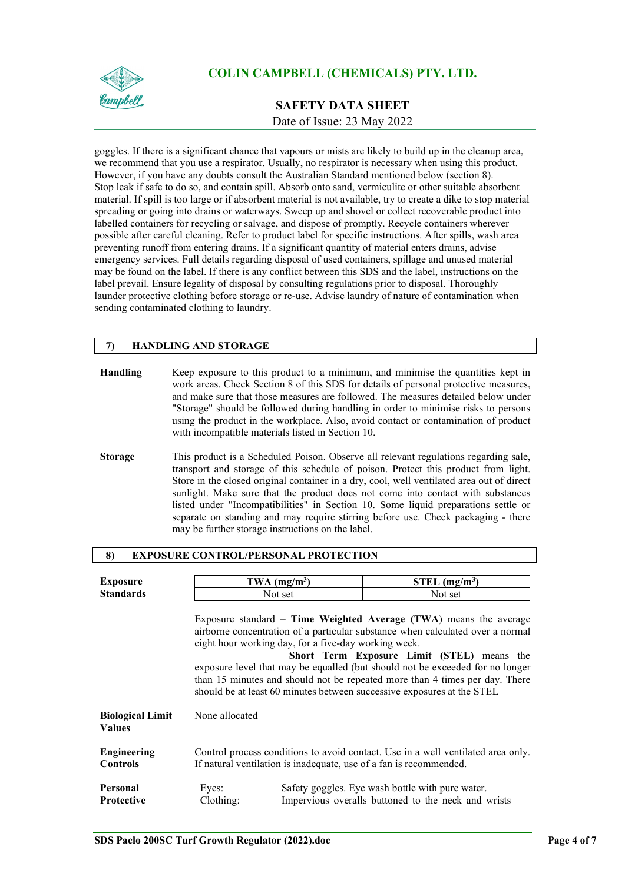goggles. If there is a significant chance that vapours or mists are likely to build up in the cleanup area, we recommend that you use a respirator. Usually, no respirator is necessary when using this product. However, if you have any doubts consult the Australian Standard mentioned below (section 8). Stop leak if safe to do so, and contain spill. Absorb onto sand, vermiculite or other suitable absorbent material. If spill is too large or if absorbent material is not available, try to create a dike to stop material spreading or going into drains or waterways. Sweep up and shovel or collect recoverable product into labelled containers for recycling or salvage, and dispose of promptly. Recycle containers wherever possible after careful cleaning. Refer to product label for specific instructions. After spills, wash area preventing runoff from entering drains. If a significant quantity of material enters drains, advise emergency services. Full details regarding disposal of used containers, spillage and unused material may be found on the label. If there is any conflict between this SDS and the label, instructions on the label prevail. Ensure legality of disposal by consulting regulations prior to disposal. Thoroughly launder protective clothing before storage or re-use. Advise laundry of nature of contamination when sending contaminated clothing to laundry.

## 7) HANDLING AND STORAGE

**Handling** Keep exposure to this product to a minimum, and minimise the quantities kept in work areas. Check Section 8 of this SDS for details of personal protective measures, and make sure that those measures are followed. The measures detailed below under "Storage" should be followed during handling in order to minimise risks to persons using the product in the workplace. Also, avoid contact or contamination of product with incompatible materials listed in Section 10.

**Storage** This product is a Scheduled Poison. Observe all relevant regulations regarding sale, transport and storage of this schedule of poison. Protect this product from light. Store in the closed original container in a dry, cool, well ventilated area out of direct sunlight. Make sure that the product does not come into contact with substances listed under "Incompatibilities" in Section 10. Some liquid preparations settle or separate on standing and may require stirring before use. Check packaging - there may be further storage instructions on the label.

## 8) EXPOSURE CONTROL/PERSONAL PROTECTION

**Exposure Standards**

| TWA (mg/m$^3$) | STEL (mg/m$^3$) |
|---|---|
| Not set | Not set |

Exposure standard – **Time Weighted Average (TWA)** means the average airborne concentration of a particular substance when calculated over a normal eight hour working day, for a five-day working week.

**Short Term Exposure Limit (STEL)** means the exposure level that may be equalled (but should not be exceeded for no longer than 15 minutes and should not be repeated more than 4 times per day. There should be at least 60 minutes between successive exposures at the STEL

**Biological Limit Values** None allocated

**Engineering Controls** Control process conditions to avoid contact. Use in a well ventilated area only. If natural ventilation is inadequate, use of a fan is recommended.

**Personal Protective**

Eyes: Safety goggles. Eye wash bottle with pure water.

Clothing: Impervious overalls buttoned to the neck and wrists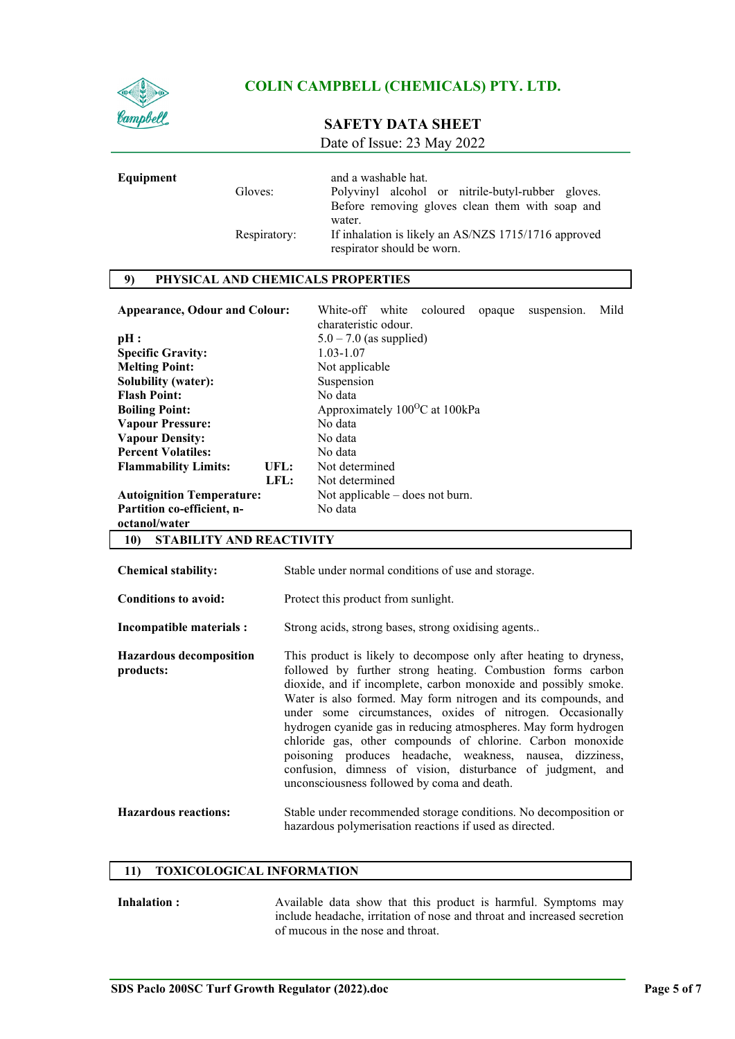| **Equipment** | | and a washable hat. |
|---|---|---|
| | Gloves: | Polyvinyl alcohol or nitrile-butyl-rubber gloves. Before removing gloves clean them with soap and water. |
| | Respiratory: | If inhalation is likely an AS/NZS 1715/1716 approved respirator should be worn. |

## 9) PHYSICAL AND CHEMICALS PROPERTIES

| | |
|---|---|
| **Appearance, Odour and Colour:** | White-off white coloured opaque suspension. Mild charateristic odour. |
| **pH :** | 5.0 – 7.0 (as supplied) |
| **Specific Gravity:** | 1.03-1.07 |
| **Melting Point:** | Not applicable |
| **Solubility (water):** | Suspension |
| **Flash Point:** | No data |
| **Boiling Point:** | Approximately 100$^{O}$C at 100kPa |
| **Vapour Pressure:** | No data |
| **Vapour Density:** | No data |
| **Percent Volatiles:** | No data |
| **Flammability Limits: UFL:** | Not determined |
| **LFL:** | Not determined |
| **Autoignition Temperature:** | Not applicable – does not burn. |
| **Partition co-efficient, n-octanol/water** | No data |

## 10) STABILITY AND REACTIVITY

**Chemical stability:** Stable under normal conditions of use and storage.

**Conditions to avoid:** Protect this product from sunlight.

**Incompatible materials :** Strong acids, strong bases, strong oxidising agents..

**Hazardous decomposition products:** This product is likely to decompose only after heating to dryness, followed by further strong heating. Combustion forms carbon dioxide, and if incomplete, carbon monoxide and possibly smoke. Water is also formed. May form nitrogen and its compounds, and under some circumstances, oxides of nitrogen. Occasionally hydrogen cyanide gas in reducing atmospheres. May form hydrogen chloride gas, other compounds of chlorine. Carbon monoxide poisoning produces headache, weakness, nausea, dizziness, confusion, dimness of vision, disturbance of judgment, and unconsciousness followed by coma and death.

**Hazardous reactions:** Stable under recommended storage conditions. No decomposition or hazardous polymerisation reactions if used as directed.

## 11) TOXICOLOGICAL INFORMATION

**Inhalation :** Available data show that this product is harmful. Symptoms may include headache, irritation of nose and throat and increased secretion of mucous in the nose and throat.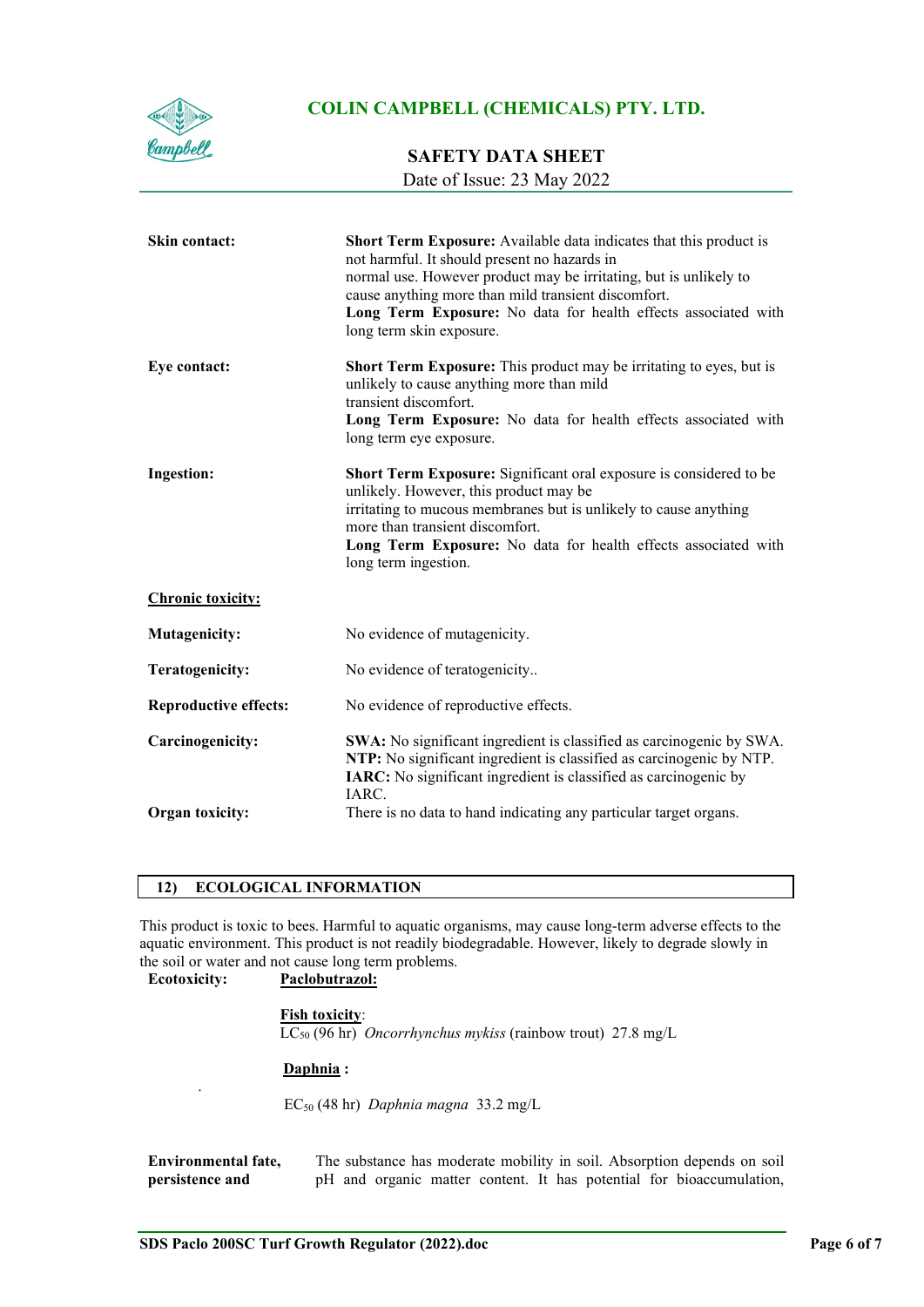**Skin contact:**

**Short Term Exposure:** Available data indicates that this product is not harmful. It should present no hazards in normal use. However product may be irritating, but is unlikely to cause anything more than mild transient discomfort.
**Long Term Exposure:** No data for health effects associated with long term skin exposure.

**Eye contact:**

**Short Term Exposure:** This product may be irritating to eyes, but is unlikely to cause anything more than mild transient discomfort.
**Long Term Exposure:** No data for health effects associated with long term eye exposure.

**Ingestion:**

**Short Term Exposure:** Significant oral exposure is considered to be unlikely. However, this product may be irritating to mucous membranes but is unlikely to cause anything more than transient discomfort.
**Long Term Exposure:** No data for health effects associated with long term ingestion.

**Chronic toxicity:**

**Mutagenicity:** No evidence of mutagenicity.

**Teratogenicity:** No evidence of teratogenicity..

**Reproductive effects:** No evidence of reproductive effects.

**Carcinogenicity:**

**SWA:** No significant ingredient is classified as carcinogenic by SWA.
**NTP:** No significant ingredient is classified as carcinogenic by NTP.
**IARC:** No significant ingredient is classified as carcinogenic by IARC.

**Organ toxicity:** There is no data to hand indicating any particular target organs.

## 12) ECOLOGICAL INFORMATION

This product is toxic to bees. Harmful to aquatic organisms, may cause long-term adverse effects to the aquatic environment. This product is not readily biodegradable. However, likely to degrade slowly in the soil or water and not cause long term problems.

**Ecotoxicity:** **Paclobutrazol:**

**Fish toxicity**:
$LC_{50}$ (96 hr) *Oncorrhynchus mykiss* (rainbow trout) 27.8 mg/L

**Daphnia :**

$EC_{50}$ (48 hr) *Daphnia magna* 33.2 mg/L

**Environmental fate, persistence and** The substance has moderate mobility in soil. Absorption depends on soil pH and organic matter content. It has potential for bioaccumulation,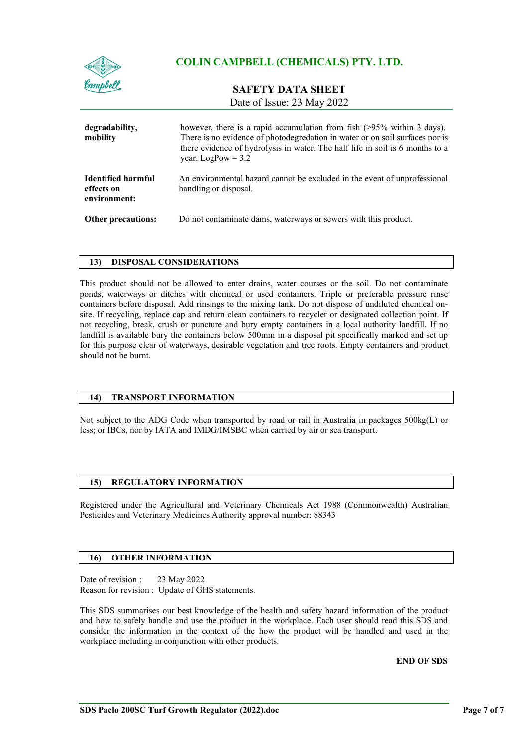| | |
|---|---|
| **degradability, mobility** | however, there is a rapid accumulation from fish (>95% within 3 days). There is no evidence of photodegredation in water or on soil surfaces nor is there evidence of hydrolysis in water. The half life in soil is 6 months to a year. LogPow = 3.2 |
| **Identified harmful effects on environment:** | An environmental hazard cannot be excluded in the event of unprofessional handling or disposal. |
| **Other precautions:** | Do not contaminate dams, waterways or sewers with this product. |

## 13) DISPOSAL CONSIDERATIONS

This product should not be allowed to enter drains, water courses or the soil. Do not contaminate ponds, waterways or ditches with chemical or used containers. Triple or preferable pressure rinse containers before disposal. Add rinsings to the mixing tank. Do not dispose of undiluted chemical on-site. If recycling, replace cap and return clean containers to recycler or designated collection point. If not recycling, break, crush or puncture and bury empty containers in a local authority landfill. If no landfill is available bury the containers below 500mm in a disposal pit specifically marked and set up for this purpose clear of waterways, desirable vegetation and tree roots. Empty containers and product should not be burnt.

## 14) TRANSPORT INFORMATION

Not subject to the ADG Code when transported by road or rail in Australia in packages 500kg(L) or less; or IBCs, nor by IATA and IMDG/IMSBC when carried by air or sea transport.

## 15) REGULATORY INFORMATION

Registered under the Agricultural and Veterinary Chemicals Act 1988 (Commonwealth) Australian Pesticides and Veterinary Medicines Authority approval number: 88343

## 16) OTHER INFORMATION

Date of revision : 23 May 2022
Reason for revision : Update of GHS statements.

This SDS summarises our best knowledge of the health and safety hazard information of the product and how to safely handle and use the product in the workplace. Each user should read this SDS and consider the information in the context of the how the product will be handled and used in the workplace including in conjunction with other products.

**END OF SDS**